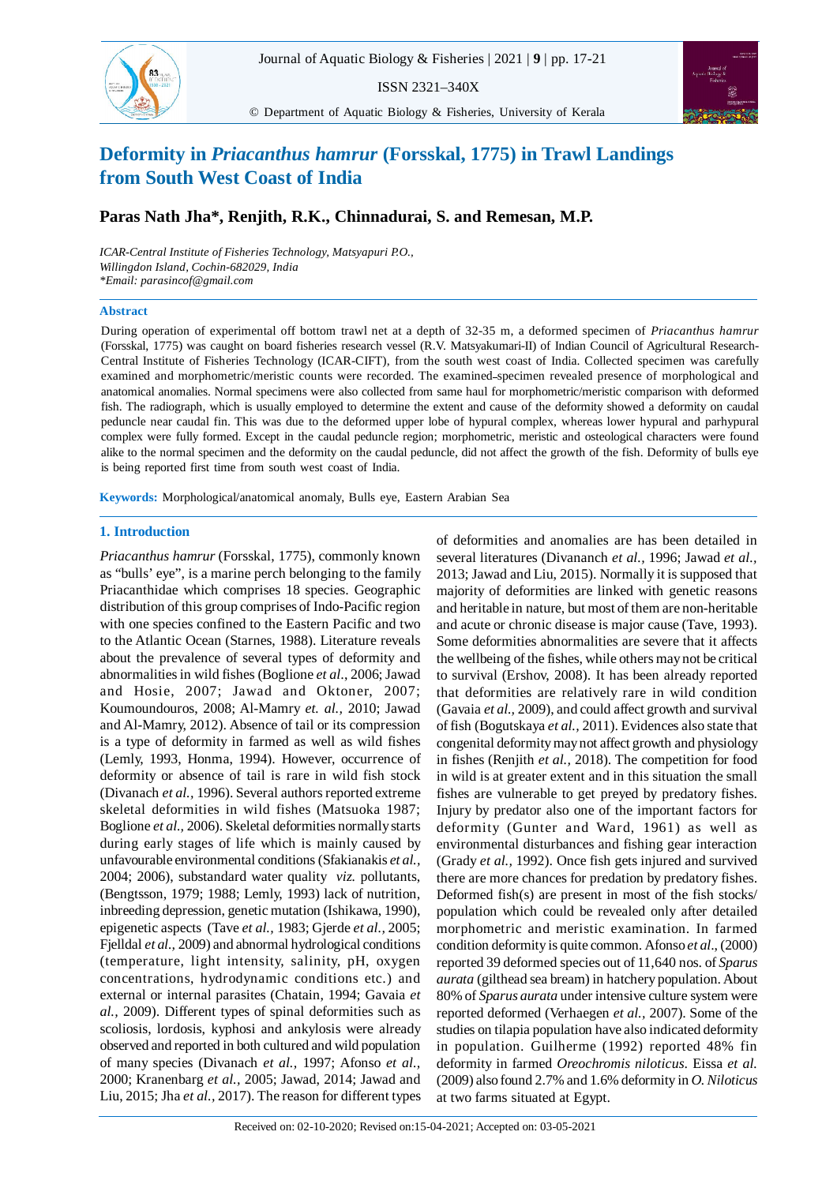# Deformity in *Priacanthus hamrur* (Forsskal, 1775) in Trawl Landings from South West Coast of India

**Paras Nath Jha\*, Renjith, R.K., Chinnadurai, S. and Remesan, M.P.**

*ICAR-Central Institute of Fisheries Technology, Matsyapuri P.O., Willingdon Island, Cochin-682029, India*
*\*Email: parasincof@gmail.com*

## Abstract

During operation of experimental off bottom trawl net at a depth of 32-35 m, a deformed specimen of *Priacanthus hamrur* (Forsskal, 1775) was caught on board fisheries research vessel (R.V. Matsyakumari-II) of Indian Council of Agricultural Research-Central Institute of Fisheries Technology (ICAR-CIFT), from the south west coast of India. Collected specimen was carefully examined and morphometric/meristic counts were recorded. The examined specimen revealed presence of morphological and anatomical anomalies. Normal specimens were also collected from same haul for morphometric/meristic comparison with deformed fish. The radiograph, which is usually employed to determine the extent and cause of the deformity showed a deformity on caudal peduncle near caudal fin. This was due to the deformed upper lobe of hypural complex, whereas lower hypural and parhypural complex were fully formed. Except in the caudal peduncle region; morphometric, meristic and osteological characters were found alike to the normal specimen and the deformity on the caudal peduncle, did not affect the growth of the fish. Deformity of bulls eye is being reported first time from south west coast of India.

**Keywords:** Morphological/anatomical anomaly, Bulls eye, Eastern Arabian Sea

## 1. Introduction

*Priacanthus hamrur* (Forsskal, 1775), commonly known as "bulls' eye", is a marine perch belonging to the family Priacanthidae which comprises 18 species. Geographic distribution of this group comprises of Indo-Pacific region with one species confined to the Eastern Pacific and two to the Atlantic Ocean (Starnes, 1988). Literature reveals about the prevalence of several types of deformity and abnormalities in wild fishes (Boglione *et al*., 2006; Jawad and Hosie, 2007; Jawad and Oktoner, 2007; Koumoundouros, 2008; Al-Mamry *et. al.,* 2010; Jawad and Al-Mamry, 2012). Absence of tail or its compression is a type of deformity in farmed as well as wild fishes (Lemly, 1993, Honma, 1994). However, occurrence of deformity or absence of tail is rare in wild fish stock (Divanach *et al.,* 1996). Several authors reported extreme skeletal deformities in wild fishes (Matsuoka 1987; Boglione *et al.,* 2006). Skeletal deformities normally starts during early stages of life which is mainly caused by unfavourable environmental conditions (Sfakianakis *et al.,* 2004; 2006), substandard water quality *viz.* pollutants, (Bengtsson, 1979; 1988; Lemly, 1993) lack of nutrition, inbreeding depression, genetic mutation (Ishikawa, 1990), epigenetic aspects (Tave *et al.,* 1983; Gjerde *et al.,* 2005; Fjelldal *et al.,* 2009) and abnormal hydrological conditions (temperature, light intensity, salinity, pH, oxygen concentrations, hydrodynamic conditions etc.) and external or internal parasites (Chatain, 1994; Gavaia *et al.,* 2009). Different types of spinal deformities such as scoliosis, lordosis, kyphosi and ankylosis were already observed and reported in both cultured and wild population of many species (Divanach *et al.,* 1997; Afonso *et al.,* 2000; Kranenbarg *et al.,* 2005; Jawad, 2014; Jawad and Liu, 2015; Jha *et al.,* 2017). The reason for different types of deformities and anomalies are has been detailed in several literatures (Divananch *et al.,* 1996; Jawad *et al.,* 2013; Jawad and Liu, 2015). Normally it is supposed that majority of deformities are linked with genetic reasons and heritable in nature, but most of them are non-heritable and acute or chronic disease is major cause (Tave, 1993). Some deformities abnormalities are severe that it affects the wellbeing of the fishes, while others may not be critical to survival (Ershov, 2008). It has been already reported that deformities are relatively rare in wild condition (Gavaia *et al.,* 2009), and could affect growth and survival of fish (Bogutskaya *et al.,* 2011). Evidences also state that congenital deformity may not affect growth and physiology in fishes (Renjith *et al.,* 2018). The competition for food in wild is at greater extent and in this situation the small fishes are vulnerable to get preyed by predatory fishes. Injury by predator also one of the important factors for deformity (Gunter and Ward, 1961) as well as environmental disturbances and fishing gear interaction (Grady *et al.,* 1992). Once fish gets injured and survived there are more chances for predation by predatory fishes. Deformed fish(s) are present in most of the fish stocks/ population which could be revealed only after detailed morphometric and meristic examination. In farmed condition deformity is quite common. Afonso *et al*., (2000) reported 39 deformed species out of 11,640 nos. of *Sparus aurata* (gilthead sea bream) in hatchery population. About 80% of *Sparus aurata* under intensive culture system were reported deformed (Verhaegen *et al.,* 2007). Some of the studies on tilapia population have also indicated deformity in population. Guilherme (1992) reported 48% fin deformity in farmed *Oreochromis niloticus.* Eissa *et al.* (2009) also found 2.7% and 1.6% deformity in *O. Niloticus* at two farms situated at Egypt.

Received on: 02-10-2020; Revised on:15-04-2021; Accepted on: 03-05-2021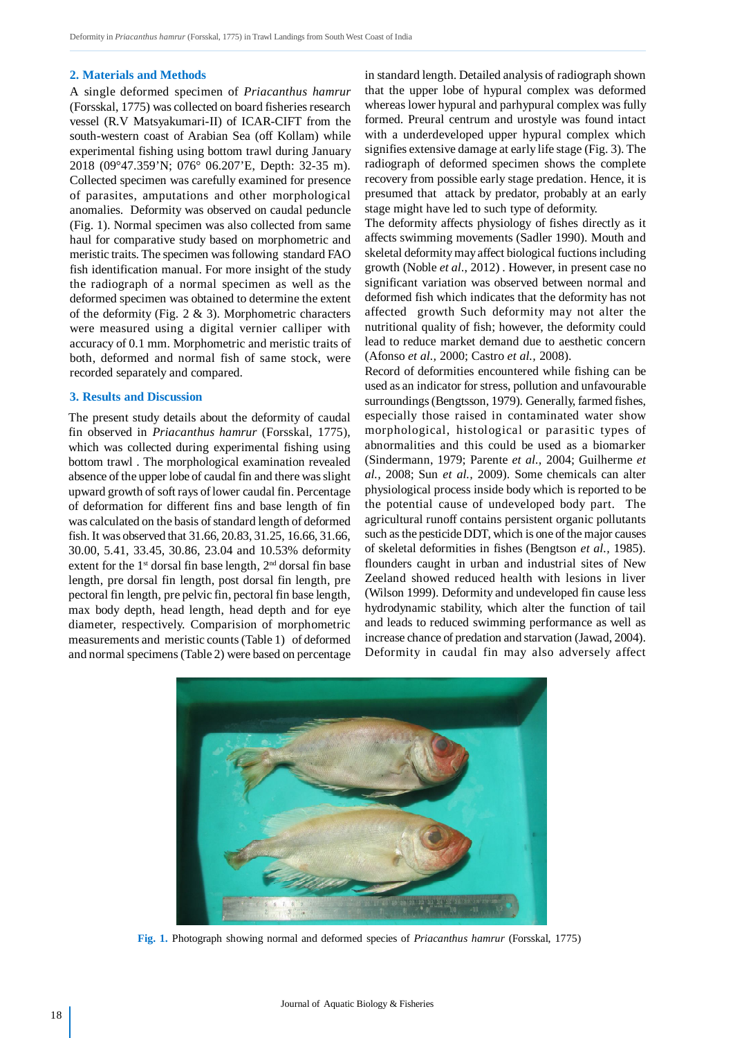## 2. Materials and Methods

A single deformed specimen of *Priacanthus hamrur* (Forsskal, 1775) was collected on board fisheries research vessel (R.V Matsyakumari-II) of ICAR-CIFT from the south-western coast of Arabian Sea (off Kollam) while experimental fishing using bottom trawl during January 2018 (09°47.359'N; 076° 06.207'E, Depth: 32-35 m). Collected specimen was carefully examined for presence of parasites, amputations and other morphological anomalies. Deformity was observed on caudal peduncle (Fig. 1). Normal specimen was also collected from same haul for comparative study based on morphometric and meristic traits. The specimen was following standard FAO fish identification manual. For more insight of the study the radiograph of a normal specimen as well as the deformed specimen was obtained to determine the extent of the deformity (Fig. 2 & 3). Morphometric characters were measured using a digital vernier calliper with accuracy of 0.1 mm. Morphometric and meristic traits of both, deformed and normal fish of same stock, were recorded separately and compared.

## 3. Results and Discussion

The present study details about the deformity of caudal fin observed in *Priacanthus hamrur* (Forsskal, 1775), which was collected during experimental fishing using bottom trawl . The morphological examination revealed absence of the upper lobe of caudal fin and there was slight upward growth of soft rays of lower caudal fin. Percentage of deformation for different fins and base length of fin was calculated on the basis of standard length of deformed fish. It was observed that 31.66, 20.83, 31.25, 16.66, 31.66, 30.00, 5.41, 33.45, 30.86, 23.04 and 10.53% deformity extent for the 1st dorsal fin base length, 2nd dorsal fin base length, pre dorsal fin length, post dorsal fin length, pre pectoral fin length, pre pelvic fin, pectoral fin base length, max body depth, head length, head depth and for eye diameter, respectively. Comparision of morphometric measurements and meristic counts (Table 1) of deformed and normal specimens (Table 2) were based on percentage in standard length. Detailed analysis of radiograph shown that the upper lobe of hypural complex was deformed whereas lower hypural and parhypural complex was fully formed. Preural centrum and urostyle was found intact with a underdeveloped upper hypural complex which signifies extensive damage at early life stage (Fig. 3). The radiograph of deformed specimen shows the complete recovery from possible early stage predation. Hence, it is presumed that attack by predator, probably at an early stage might have led to such type of deformity.

The deformity affects physiology of fishes directly as it affects swimming movements (Sadler 1990). Mouth and skeletal deformity may affect biological fuctions including growth (Noble *et al.*, 2012) . However, in present case no significant variation was observed between normal and deformed fish which indicates that the deformity has not affected growth Such deformity may not alter the nutritional quality of fish; however, the deformity could lead to reduce market demand due to aesthetic concern (Afonso *et al.*, 2000; Castro *et al.*, 2008).

Record of deformities encountered while fishing can be used as an indicator for stress, pollution and unfavourable surroundings (Bengtsson, 1979). Generally, farmed fishes, especially those raised in contaminated water show morphological, histological or parasitic types of abnormalities and this could be used as a biomarker (Sindermann, 1979; Parente *et al.*, 2004; Guilherme *et al.*, 2008; Sun *et al.*, 2009). Some chemicals can alter physiological process inside body which is reported to be the potential cause of undeveloped body part. The agricultural runoff contains persistent organic pollutants such as the pesticide DDT, which is one of the major causes of skeletal deformities in fishes (Bengtson *et al.*, 1985). flounders caught in urban and industrial sites of New Zeeland showed reduced health with lesions in liver (Wilson 1999). Deformity and undeveloped fin cause less hydrodynamic stability, which alter the function of tail and leads to reduced swimming performance as well as increase chance of predation and starvation (Jawad, 2004). Deformity in caudal fin may also adversely affect

**Fig. 1.** Photograph showing normal and deformed species of *Priacanthus hamrur* (Forsskal, 1775)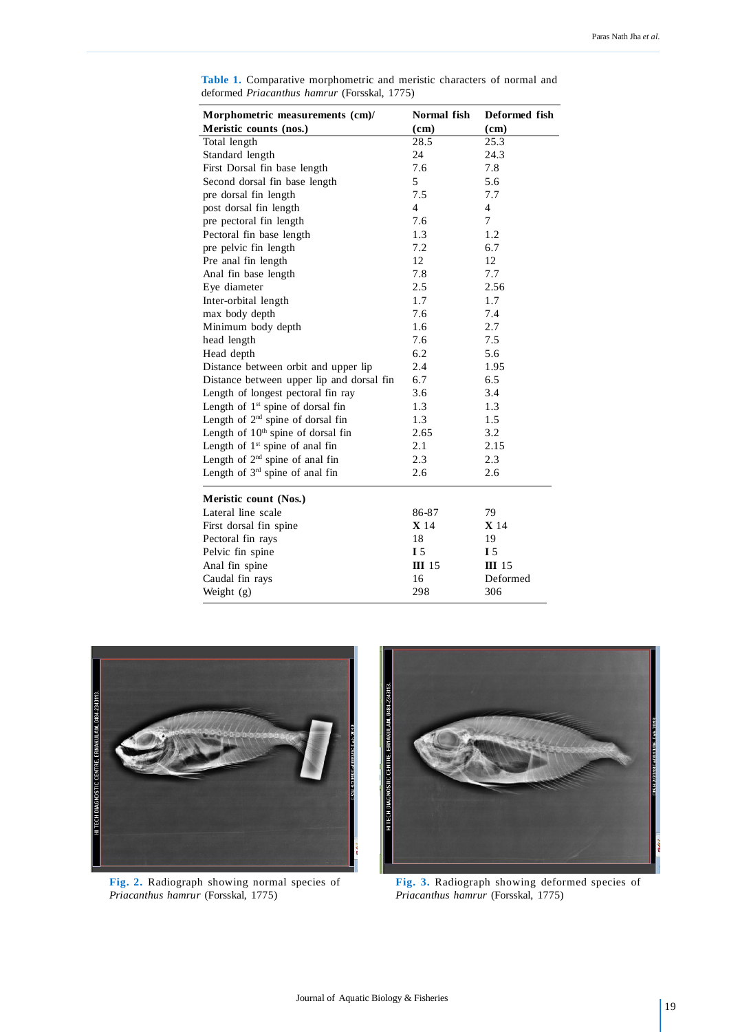**Table 1.** Comparative morphometric and meristic characters of normal and deformed *Priacanthus hamrur* (Forsskal, 1775)

| Morphometric measurements (cm)/ Meristic counts (nos.) | Normal fish (cm) | Deformed fish (cm) |
|---|---|---|
| Total length | 28.5 | 25.3 |
| Standard length | 24 | 24.3 |
| First Dorsal fin base length | 7.6 | 7.8 |
| Second dorsal fin base length | 5 | 5.6 |
| pre dorsal fin length | 7.5 | 7.7 |
| post dorsal fin length | 4 | 4 |
| pre pectoral fin length | 7.6 | 7 |
| Pectoral fin base length | 1.3 | 1.2 |
| pre pelvic fin length | 7.2 | 6.7 |
| Pre anal fin length | 12 | 12 |
| Anal fin base length | 7.8 | 7.7 |
| Eye diameter | 2.5 | 2.56 |
| Inter-orbital length | 1.7 | 1.7 |
| max body depth | 7.6 | 7.4 |
| Minimum body depth | 1.6 | 2.7 |
| head length | 7.6 | 7.5 |
| Head depth | 6.2 | 5.6 |
| Distance between orbit and upper lip | 2.4 | 1.95 |
| Distance between upper lip and dorsal fin | 6.7 | 6.5 |
| Length of longest pectoral fin ray | 3.6 | 3.4 |
| Length of 1st spine of dorsal fin | 1.3 | 1.3 |
| Length of 2nd spine of dorsal fin | 1.3 | 1.5 |
| Length of 10th spine of dorsal fin | 2.65 | 3.2 |
| Length of 1st spine of anal fin | 2.1 | 2.15 |
| Length of 2nd spine of anal fin | 2.3 | 2.3 |
| Length of 3rd spine of anal fin | 2.6 | 2.6 |
| **Meristic count (Nos.)** | | |
| Lateral line scale | 86-87 | 79 |
| First dorsal fin spine | **X** 14 | **X** 14 |
| Pectoral fin rays | 18 | 19 |
| Pelvic fin spine | **I** 5 | **I** 5 |
| Anal fin spine | **III** 15 | **III** 15 |
| Caudal fin rays | 16 | Deformed |
| Weight (g) | 298 | 306 |

**Fig. 2.** Radiograph showing normal species of *Priacanthus hamrur* (Forsskal, 1775)

**Fig. 3.** Radiograph showing deformed species of *Priacanthus hamrur* (Forsskal, 1775)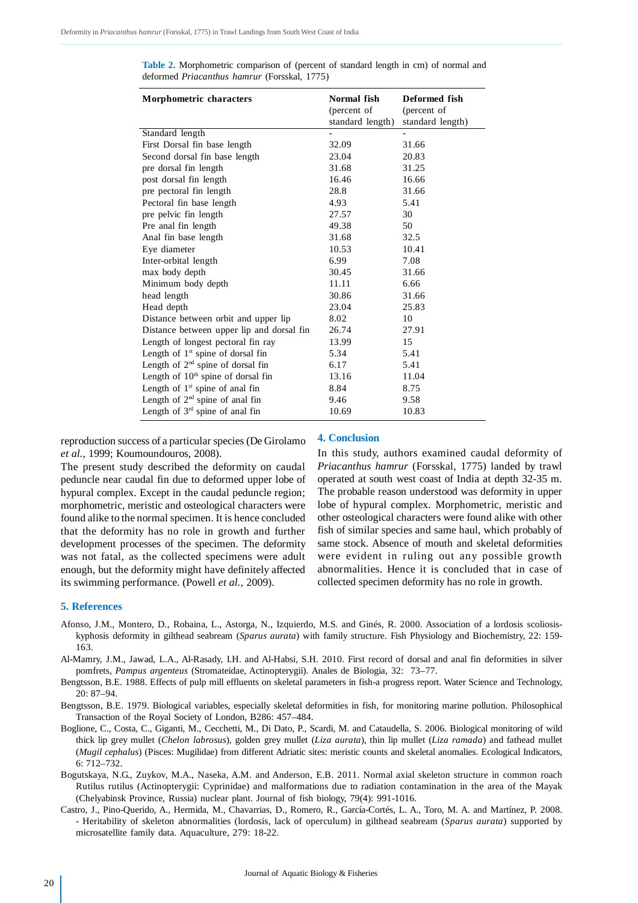**Table 2.** Morphometric comparison of (percent of standard length in cm) of normal and deformed *Priacanthus hamrur* (Forsskal, 1775)

| Morphometric characters | Normal fish (percent of standard length) | Deformed fish (percent of standard length) |
|---|---|---|
| Standard length | - | - |
| First Dorsal fin base length | 32.09 | 31.66 |
| Second dorsal fin base length | 23.04 | 20.83 |
| pre dorsal fin length | 31.68 | 31.25 |
| post dorsal fin length | 16.46 | 16.66 |
| pre pectoral fin length | 28.8 | 31.66 |
| Pectoral fin base length | 4.93 | 5.41 |
| pre pelvic fin length | 27.57 | 30 |
| Pre anal fin length | 49.38 | 50 |
| Anal fin base length | 31.68 | 32.5 |
| Eye diameter | 10.53 | 10.41 |
| Inter-orbital length | 6.99 | 7.08 |
| max body depth | 30.45 | 31.66 |
| Minimum body depth | 11.11 | 6.66 |
| head length | 30.86 | 31.66 |
| Head depth | 23.04 | 25.83 |
| Distance between orbit and upper lip | 8.02 | 10 |
| Distance between upper lip and dorsal fin | 26.74 | 27.91 |
| Length of longest pectoral fin ray | 13.99 | 15 |
| Length of 1st spine of dorsal fin | 5.34 | 5.41 |
| Length of 2nd spine of dorsal fin | 6.17 | 5.41 |
| Length of 10th spine of dorsal fin | 13.16 | 11.04 |
| Length of 1st spine of anal fin | 8.84 | 8.75 |
| Length of 2nd spine of anal fin | 9.46 | 9.58 |
| Length of 3rd spine of anal fin | 10.69 | 10.83 |

reproduction success of a particular species (De Girolamo *et al.*, 1999; Koumoundouros, 2008).

The present study described the deformity on caudal peduncle near caudal fin due to deformed upper lobe of hypural complex. Except in the caudal peduncle region; morphometric, meristic and osteological characters were found alike to the normal specimen. It is hence concluded that the deformity has no role in growth and further development processes of the specimen. The deformity was not fatal, as the collected specimens were adult enough, but the deformity might have definitely affected its swimming performance. (Powell *et al.,* 2009).

## 4. Conclusion

In this study, authors examined caudal deformity of *Priacanthus hamrur* (Forsskal, 1775) landed by trawl operated at south west coast of India at depth 32-35 m. The probable reason understood was deformity in upper lobe of hypural complex. Morphometric, meristic and other osteological characters were found alike with other fish of similar species and same haul, which probably of same stock. Absence of mouth and skeletal deformities were evident in ruling out any possible growth abnormalities. Hence it is concluded that in case of collected specimen deformity has no role in growth.

## 5. References

Afonso, J.M., Montero, D., Robaina, L., Astorga, N., Izquierdo, M.S. and Ginés, R. 2000. Association of a lordosis scoliosis-kyphosis deformity in gilthead seabream (*Sparus aurata*) with family structure. Fish Physiology and Biochemistry, 22: 159-163.

Al-Mamry, J.M., Jawad, L.A., Al-Rasady, I.H. and Al-Habsi, S.H. 2010. First record of dorsal and anal fin deformities in silver pomfrets, *Pampus argenteus* (Stromateidae, Actinopterygii). Anales de Biologia, 32: 73–77.

Bengtsson, B.E. 1988. Effects of pulp mill effluents on skeletal parameters in fish-a progress report. Water Science and Technology, 20: 87–94.

Bengtsson, B.E. 1979. Biological variables, especially skeletal deformities in fish, for monitoring marine pollution. Philosophical Transaction of the Royal Society of London, B286: 457–484.

Boglione, C., Costa, C., Giganti, M., Cecchetti, M., Di Dato, P., Scardi, M. and Cataudella, S. 2006. Biological monitoring of wild thick lip grey mullet (*Chelon labrosus*), golden grey mullet (*Liza aurata*), thin lip mullet (*Liza ramada*) and fathead mullet (*Mugil cephalus*) (Pisces: Mugilidae) from different Adriatic sites: meristic counts and skeletal anomalies. Ecological Indicators, 6: 712–732.

Bogutskaya, N.G., Zuykov, M.A., Naseka, A.M. and Anderson, E.B. 2011. Normal axial skeleton structure in common roach Rutilus rutilus (Actinopterygii: Cyprinidae) and malformations due to radiation contamination in the area of the Mayak (Chelyabinsk Province, Russia) nuclear plant. Journal of fish biology, 79(4): 991-1016.

Castro, J., Pino-Querido, A., Hermida, M., Chavarrias, D., Romero, R., García-Cortés, L. A., Toro, M. A. and Martínez, P. 2008. - Heritability of skeleton abnormalities (lordosis, lack of operculum) in gilthead seabream (*Sparus aurata*) supported by microsatellite family data. Aquaculture, 279: 18-22.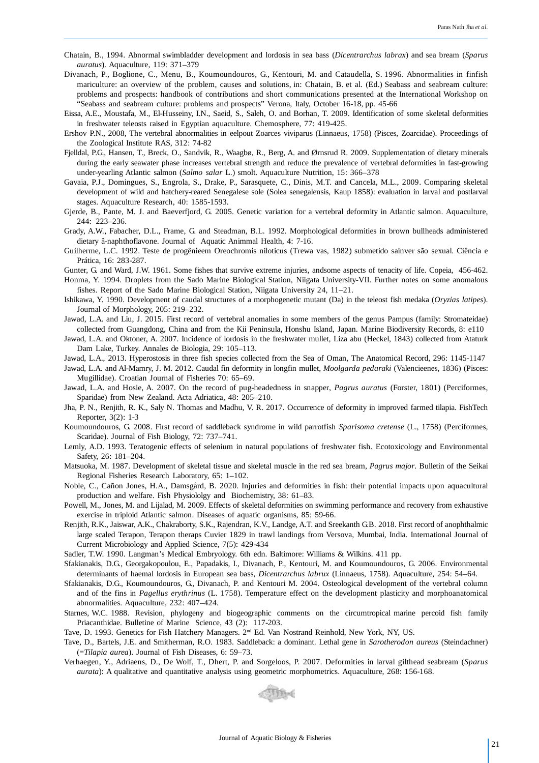Chatain, B., 1994. Abnormal swimbladder development and lordosis in sea bass (*Dicentrarchus labrax*) and sea bream (*Sparus auratus*). Aquaculture, 119: 371–379

Divanach, P., Boglione, C., Menu, B., Koumoundouros, G., Kentouri, M. and Cataudella, S. 1996. Abnormalities in finfish mariculture: an overview of the problem, causes and solutions, in: Chatain, B. et al. (Ed.) Seabass and seabream culture: problems and prospects: handbook of contributions and short communications presented at the International Workshop on "Seabass and seabream culture: problems and prospects" Verona, Italy, October 16-18, pp. 45-66

Eissa, A.E., Moustafa, M., El-Husseiny, I.N., Saeid, S., Saleh, O. and Borhan, T. 2009. Identification of some skeletal deformities in freshwater teleosts raised in Egyptian aquaculture. Chemosphere, 77: 419-425.

Ershov P.N., 2008, The vertebral abnormalities in eelpout Zoarces viviparus (Linnaeus, 1758) (Pisces, Zoarcidae). Proceedings of the Zoological Institute RAS, 312: 74-82

Fjelldal, P.G., Hansen, T., Breck, O., Sandvik, R., Waagbø, R., Berg, A. and Ørnsrud R. 2009. Supplementation of dietary minerals during the early seawater phase increases vertebral strength and reduce the prevalence of vertebral deformities in fast-growing under-yearling Atlantic salmon (*Salmo salar* L.) smolt. Aquaculture Nutrition, 15: 366–378

Gavaia, P.J., Domingues, S., Engrola, S., Drake, P., Sarasquete, C., Dinis, M.T. and Cancela, M.L., 2009. Comparing skeletal development of wild and hatchery-reared Senegalese sole (Solea senegalensis, Kaup 1858): evaluation in larval and postlarval stages. Aquaculture Research, 40: 1585-1593.

Gjerde, B., Pante, M. J. and Baeverfjord, G. 2005. Genetic variation for a vertebral deformity in Atlantic salmon. Aquaculture, 244: 223–236.

Grady, A.W., Fabacher, D.L., Frame, G. and Steadman, B.L. 1992. Morphological deformities in brown bullheads administered dietary â-naphthoflavone. Journal of Aquatic Animmal Health, 4: 7-16.

Guilherme, L.C. 1992. Teste de progênieem Oreochromis niloticus (Trewa vas, 1982) submetido sainver são sexual. Ciência e Prática, 16: 283-287.

Gunter, G. and Ward, J.W. 1961. Some fishes that survive extreme injuries, andsome aspects of tenacity of life. Copeia, 456-462.

Honma, Y. 1994. Droplets from the Sado Marine Biological Station, Niigata University-VII. Further notes on some anomalous fishes. Report of the Sado Marine Biological Station, Niigata University 24, 11–21.

Ishikawa, Y. 1990. Development of caudal structures of a morphogenetic mutant (Da) in the teleost fish medaka (*Oryzias latipes*). Journal of Morphology, 205: 219–232.

Jawad, L.A. and Liu, J. 2015. First record of vertebral anomalies in some members of the genus Pampus (family: Stromateidae) collected from Guangdong, China and from the Kii Peninsula, Honshu Island, Japan. Marine Biodiversity Records, 8: e110

Jawad, L.A. and Oktoner, A. 2007. Incidence of lordosis in the freshwater mullet, Liza abu (Heckel, 1843) collected from Ataturk Dam Lake, Turkey. Annales de Biologia, 29: 105–113.

Jawad, L.A., 2013. Hyperostosis in three fish species collected from the Sea of Oman, The Anatomical Record, 296: 1145-1147

Jawad, L.A. and Al-Mamry, J. M. 2012. Caudal fin deformity in longfin mullet, *Moolgarda pedaraki* (Valencieenes, 1836) (Pisces: Mugillidae). Croatian Journal of Fisheries 70: 65–69.

Jawad, L.A. and Hosie, A. 2007. On the record of pug-headedness in snapper, *Pagrus auratus* (Forster, 1801) (Perciformes, Sparidae) from New Zealand. Acta Adriatica, 48: 205–210.

Jha, P. N., Renjith, R. K., Saly N. Thomas and Madhu, V. R. 2017. Occurrence of deformity in improved farmed tilapia. FishTech Reporter, 3(2): 1-3

Koumoundouros, G. 2008. First record of saddleback syndrome in wild parrotfish *Sparisoma cretense* (L., 1758) (Perciformes, Scaridae). Journal of Fish Biology, 72: 737–741.

Lemly, A.D. 1993. Teratogenic effects of selenium in natural populations of freshwater fish. Ecotoxicology and Environmental Safety, 26: 181–204.

Matsuoka, M. 1987. Development of skeletal tissue and skeletal muscle in the red sea bream, *Pagrus major*. Bulletin of the Seikai Regional Fisheries Research Laboratory, 65: 1–102.

Noble, C., Cañon Jones, H.A., Damsgård, B. 2020. Injuries and deformities in fish: their potential impacts upon aquacultural production and welfare. Fish Physiololgy and Biochemistry, 38: 61–83.

Powell, M., Jones, M. and Lijalad, M. 2009. Effects of skeletal deformities on swimming performance and recovery from exhaustive exercise in triploid Atlantic salmon. Diseases of aquatic organisms, 85: 59-66.

Renjith, R.K., Jaiswar, A.K., Chakraborty, S.K., Rajendran, K.V., Landge, A.T. and Sreekanth G.B. 2018. First record of anophthalmic large scaled Terapon, Terapon theraps Cuvier 1829 in trawl landings from Versova, Mumbai, India. International Journal of Current Microbiology and Applied Science, 7(5): 429-434

Sadler, T.W. 1990. Langman's Medical Embryology. 6th edn. Baltimore: Williams & Wilkins. 411 pp.

Sfakianakis, D.G., Georgakopoulou, E., Papadakis, I., Divanach, P., Kentouri, M. and Koumoundouros, G. 2006. Environmental determinants of haemal lordosis in European sea bass, *Dicentrarchus labrax* (Linnaeus, 1758). Aquaculture, 254: 54–64.

Sfakianakis, D.G., Koumoundouros, G., Divanach, P. and Kentouri M. 2004. Osteological development of the vertebral column and of the fins in *Pagellus erythrinus* (L. 1758). Temperature effect on the development plasticity and morphoanatomical abnormalities. Aquaculture, 232: 407–424.

Starnes, W.C. 1988. Revision, phylogeny and biogeographic comments on the circumtropical marine percoid fish family Priacanthidae. Bulletine of Marine Science, 43 (2): 117-203.

Tave, D. 1993. Genetics for Fish Hatchery Managers. 2nd Ed. Van Nostrand Reinhold, New York, NY, US.

Tave, D., Bartels, J.E. and Smitherman, R.O. 1983. Saddleback: a dominant. Lethal gene in *Sarotherodon aureus* (Steindachner) (=*Tilapia aurea*). Journal of Fish Diseases, 6: 59–73.

Verhaegen, Y., Adriaens, D., De Wolf, T., Dhert, P. and Sorgeloos, P. 2007. Deformities in larval gilthead seabream (*Sparus aurata*): A qualitative and quantitative analysis using geometric morphometrics. Aquaculture, 268: 156-168.